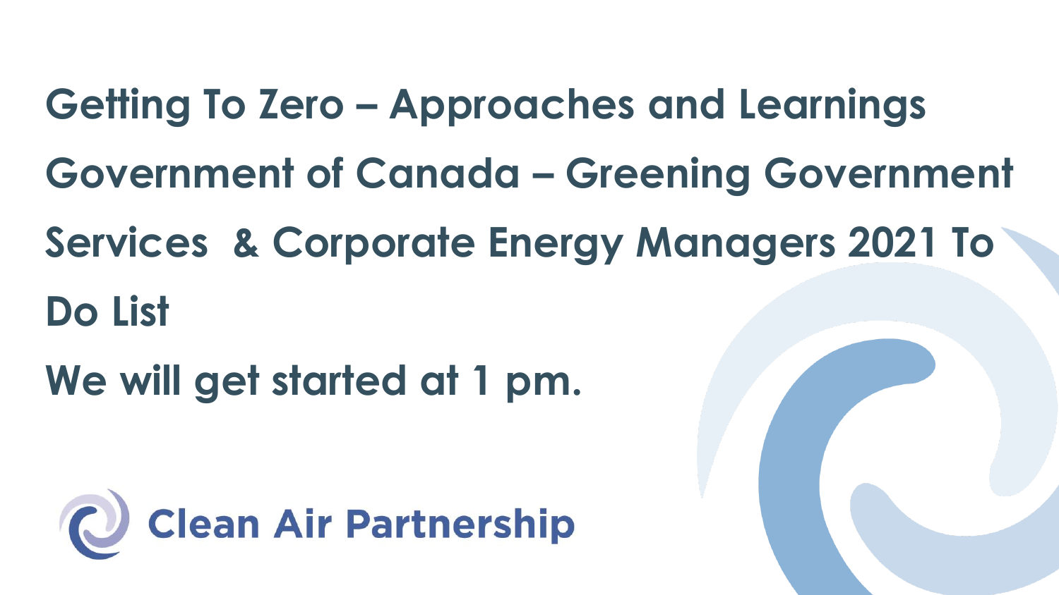# Getting To Zero – Approaches and Learnings

## Government of Canada – Greening Government Services & Corporate Energy Managers 2021 To Do List

**We will get started at 1 pm.**

Clean Air Partnership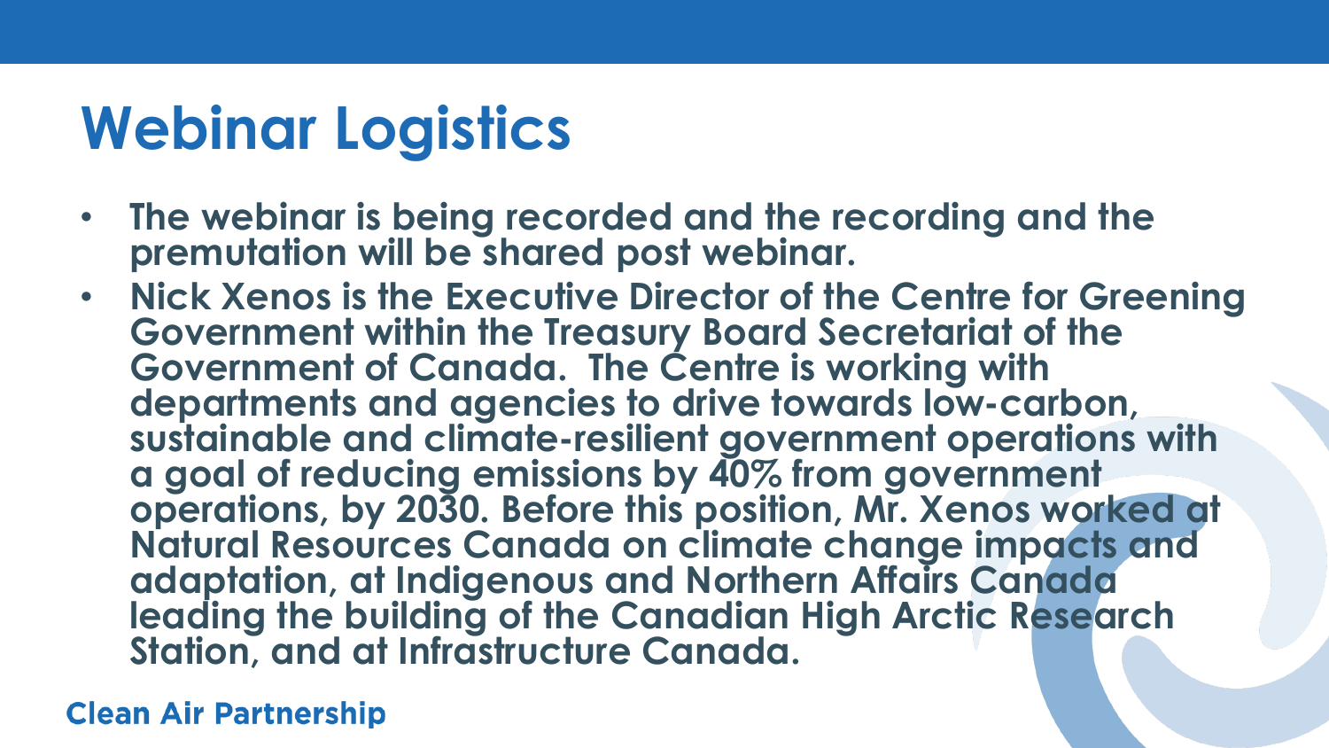# Webinar Logistics

- **The webinar is being recorded and the recording and the premutation will be shared post webinar.**
- **Nick Xenos is the Executive Director of the Centre for Greening Government within the Treasury Board Secretariat of the Government of Canada. The Centre is working with departments and agencies to drive towards low-carbon, sustainable and climate-resilient government operations with a goal of reducing emissions by 40% from government operations, by 2030. Before this position, Mr. Xenos worked at Natural Resources Canada on climate change impacts and adaptation, at Indigenous and Northern Affairs Canada leading the building of the Canadian High Arctic Research Station, and at Infrastructure Canada.**

Clean Air Partnership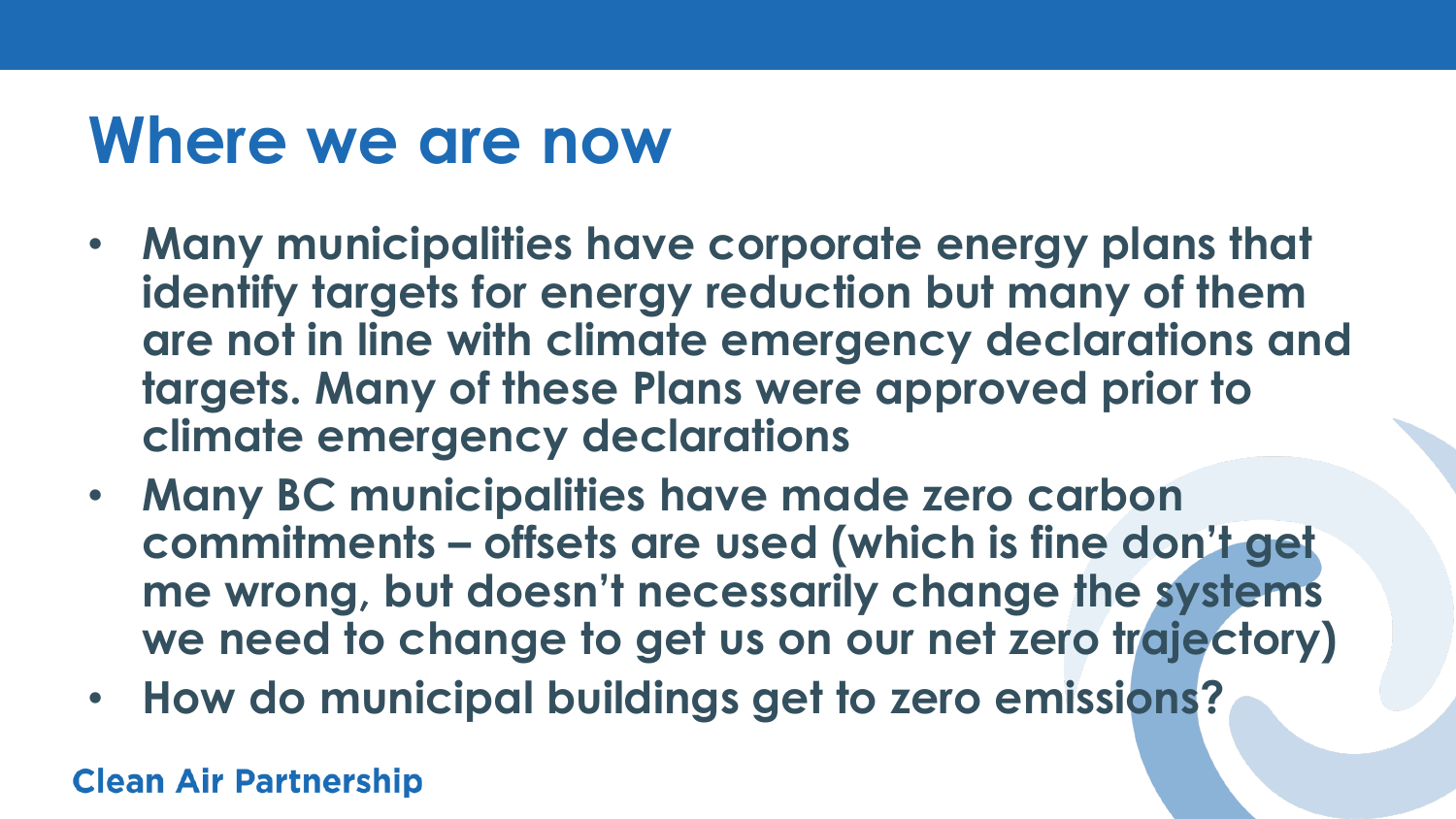# Where we are now

- **Many municipalities have corporate energy plans that identify targets for energy reduction but many of them are not in line with climate emergency declarations and targets. Many of these Plans were approved prior to climate emergency declarations**
- **Many BC municipalities have made zero carbon commitments – offsets are used (which is fine don't get me wrong, but doesn't necessarily change the systems we need to change to get us on our net zero trajectory)**
- **How do municipal buildings get to zero emissions?**

**Clean Air Partnership**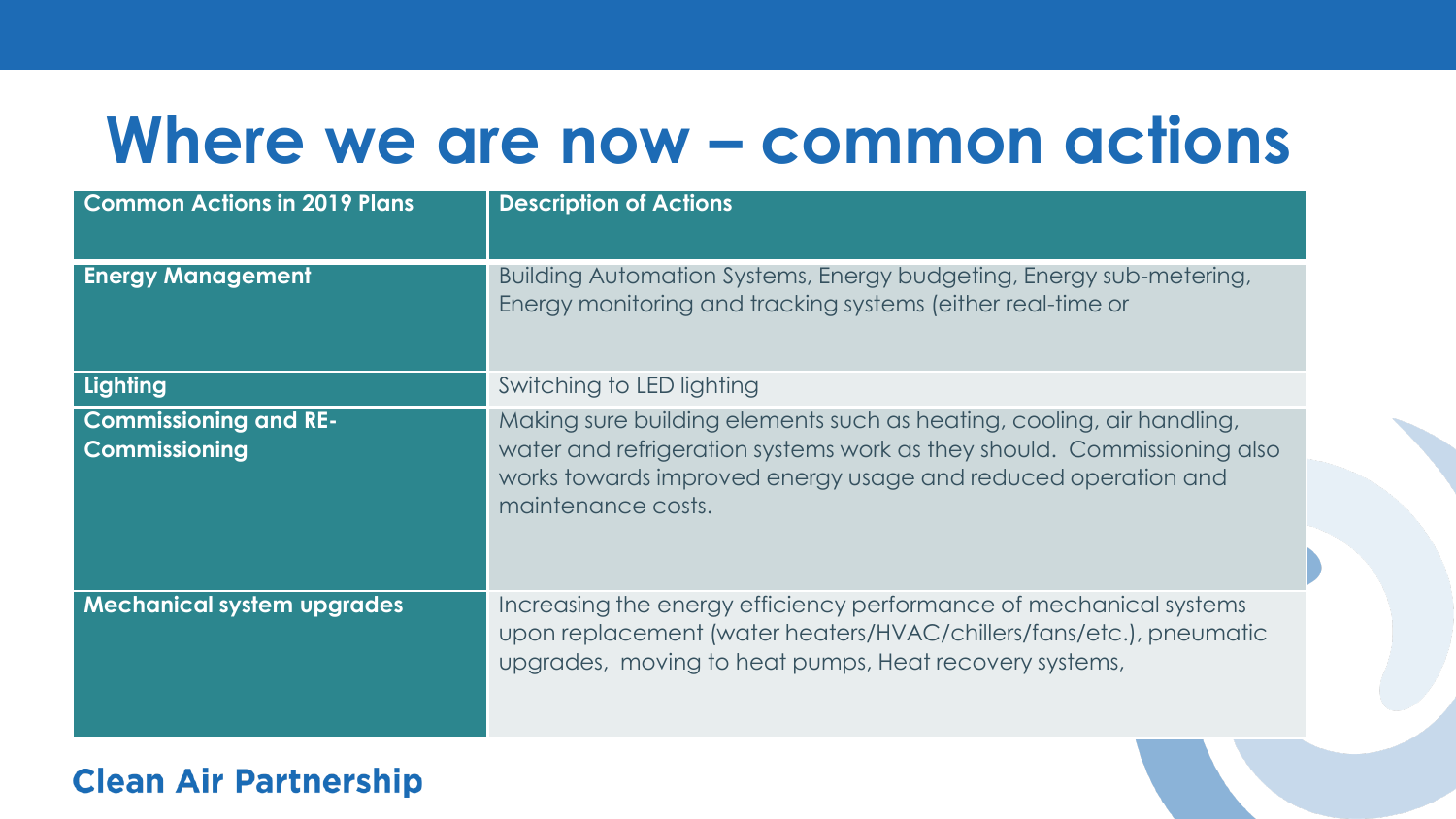# Where we are now – common actions

| Common Actions in 2019 Plans | Description of Actions |
| --- | --- |
| **Energy Management** | Building Automation Systems, Energy budgeting, Energy sub-metering, Energy monitoring and tracking systems (either real-time or |
| **Lighting** | Switching to LED lighting |
| **Commissioning and RE-Commissioning** | Making sure building elements such as heating, cooling, air handling, water and refrigeration systems work as they should. Commissioning also works towards improved energy usage and reduced operation and maintenance costs. |
| **Mechanical system upgrades** | Increasing the energy efficiency performance of mechanical systems upon replacement (water heaters/HVAC/chillers/fans/etc.), pneumatic upgrades, moving to heat pumps, Heat recovery systems, |

**Clean Air Partnership**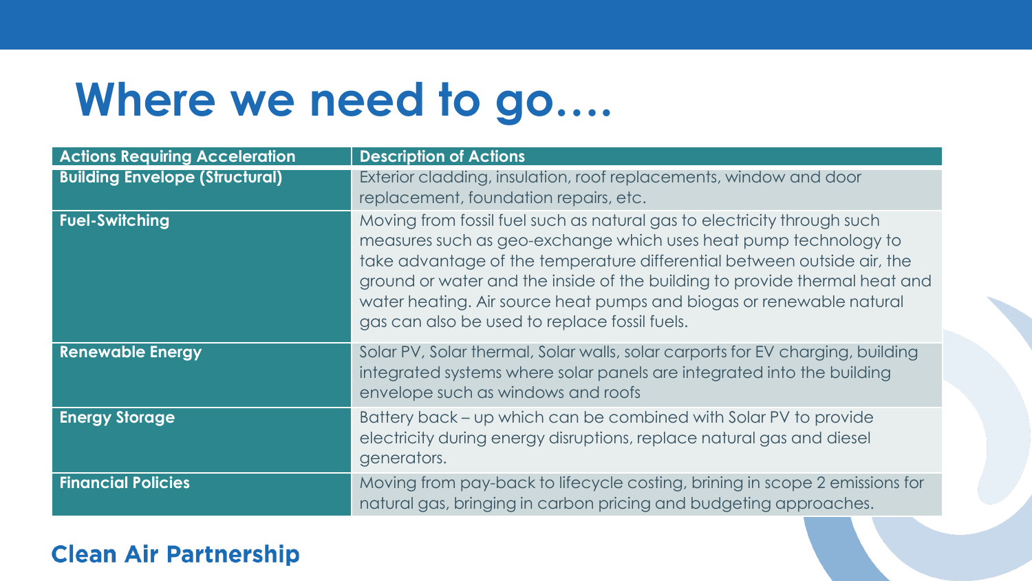# Where we need to go….

| Actions Requiring Acceleration | Description of Actions |
|---|---|
| **Building Envelope (Structural)** | Exterior cladding, insulation, roof replacements, window and door replacement, foundation repairs, etc. |
| **Fuel-Switching** | Moving from fossil fuel such as natural gas to electricity through such measures such as geo-exchange which uses heat pump technology to take advantage of the temperature differential between outside air, the ground or water and the inside of the building to provide thermal heat and water heating. Air source heat pumps and biogas or renewable natural gas can also be used to replace fossil fuels. |
| **Renewable Energy** | Solar PV, Solar thermal, Solar walls, solar carports for EV charging, building integrated systems where solar panels are integrated into the building envelope such as windows and roofs |
| **Energy Storage** | Battery back – up which can be combined with Solar PV to provide electricity during energy disruptions, replace natural gas and diesel generators. |
| **Financial Policies** | Moving from pay-back to lifecycle costing, brining in scope 2 emissions for natural gas, bringing in carbon pricing and budgeting approaches. |

**Clean Air Partnership**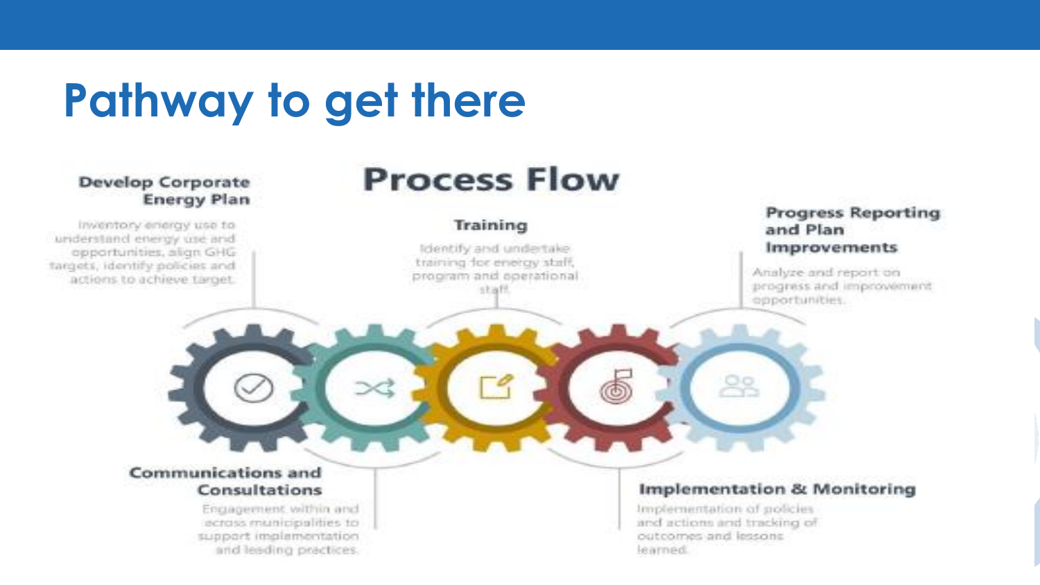# Pathway to get there

## Process Flow

### Develop Corporate Energy Plan

Inventory energy use to understand energy use and opportunities, align GHG targets, identify policies and actions to achieve target.

### Communications and Consultations

Engagement within and across municipalities to support implementation and leading practices.

### Training

Identify and undertake training for energy staff, program and operational staff.

### Implementation & Monitoring

Implementation of policies and actions and tracking of outcomes and lessons learned.

### Progress Reporting and Plan Improvements

Analyze and report on progress and improvement opportunities.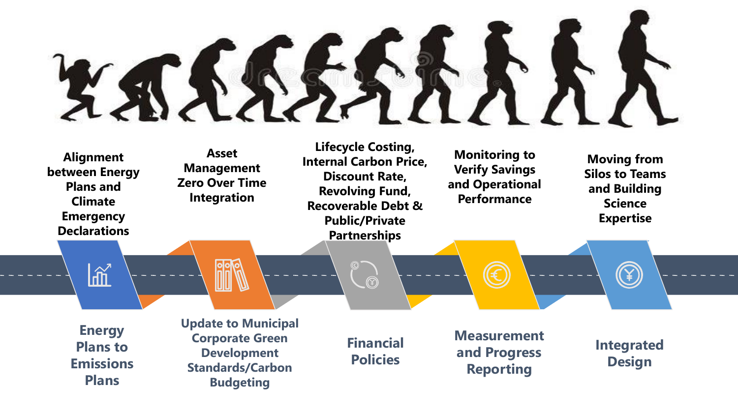Alignment between Energy Plans and Climate Emergency Declarations

Asset Management Zero Over Time Integration

Lifecycle Costing, Internal Carbon Price, Discount Rate, Revolving Fund, Recoverable Debt & Public/Private Partnerships

Monitoring to Verify Savings and Operational Performance

Moving from Silos to Teams and Building Science Expertise

**Energy Plans to Emissions Plans**

**Update to Municipal Corporate Green Development Standards/Carbon Budgeting**

**Financial Policies**

**Measurement and Progress Reporting**

**Integrated Design**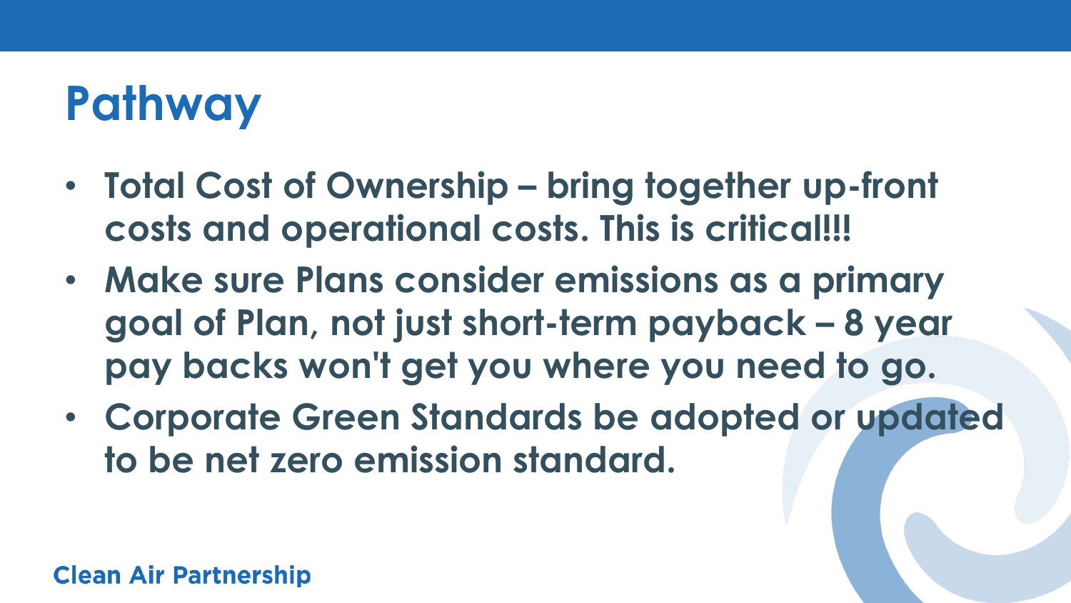# Pathway

- **Total Cost of Ownership – bring together up-front costs and operational costs. This is critical!!!**
- **Make sure Plans consider emissions as a primary goal of Plan, not just short-term payback – 8 year pay backs won't get you where you need to go.**
- **Corporate Green Standards be adopted or updated to be net zero emission standard.**

Clean Air Partnership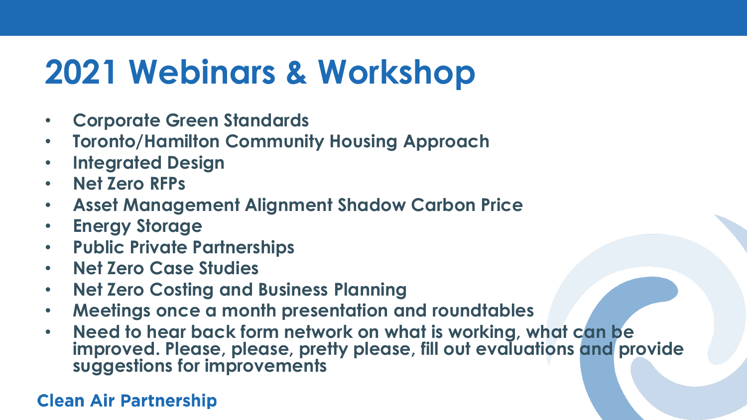# 2021 Webinars & Workshop

- **Corporate Green Standards**
- **Toronto/Hamilton Community Housing Approach**
- **Integrated Design**
- **Net Zero RFPs**
- **Asset Management Alignment Shadow Carbon Price**
- **Energy Storage**
- **Public Private Partnerships**
- **Net Zero Case Studies**
- **Net Zero Costing and Business Planning**
- **Meetings once a month presentation and roundtables**
- **Need to hear back form network on what is working, what can be improved. Please, please, pretty please, fill out evaluations and provide suggestions for improvements**

**Clean Air Partnership**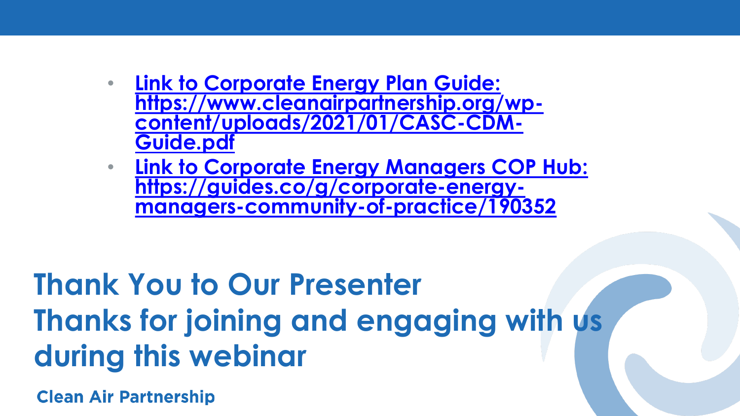- **Link to Corporate Energy Plan Guide: https://www.cleanairpartnership.org/wp-content/uploads/2021/01/CASC-CDM-Guide.pdf**
- **Link to Corporate Energy Managers COP Hub: https://guides.co/g/corporate-energy-managers-community-of-practice/190352**

# Thank You to Our Presenter

# Thanks for joining and engaging with us during this webinar

**Clean Air Partnership**